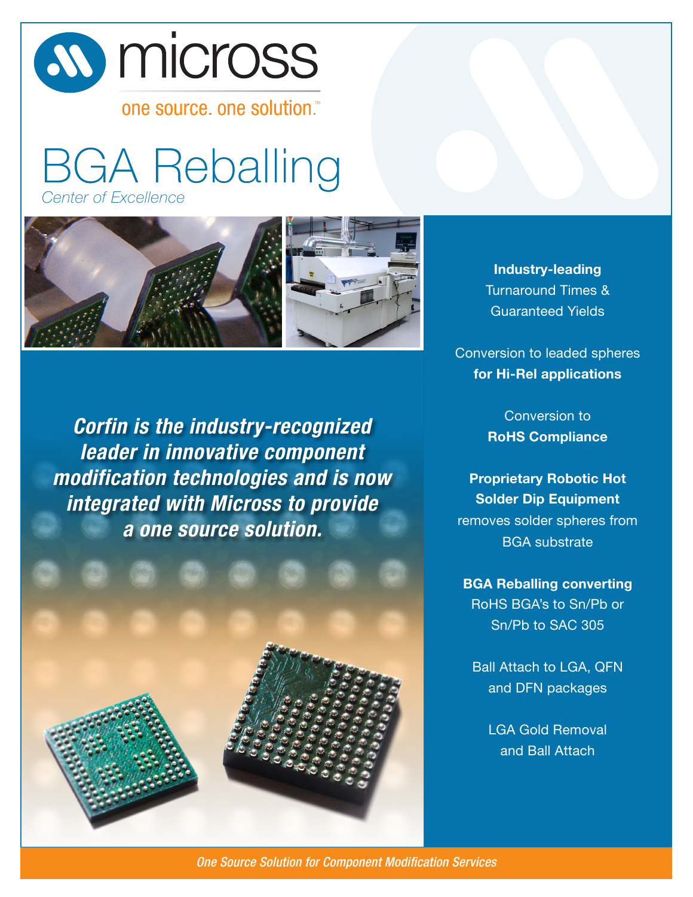micross

one source. one solution.™

# BGA Reballing

*Center of Excellence*

***Corfin is the industry-recognized leader in innovative component modification technologies and is now integrated with Micross to provide a one source solution.***

**Industry-leading** Turnaround Times & Guaranteed Yields

Conversion to leaded spheres **for Hi-Rel applications**

Conversion to **RoHS Compliance**

**Proprietary Robotic Hot Solder Dip Equipment** removes solder spheres from BGA substrate

**BGA Reballing converting** RoHS BGA's to Sn/Pb or Sn/Pb to SAC 305

Ball Attach to LGA, QFN and DFN packages

LGA Gold Removal and Ball Attach

*One Source Solution for Component Modification Services*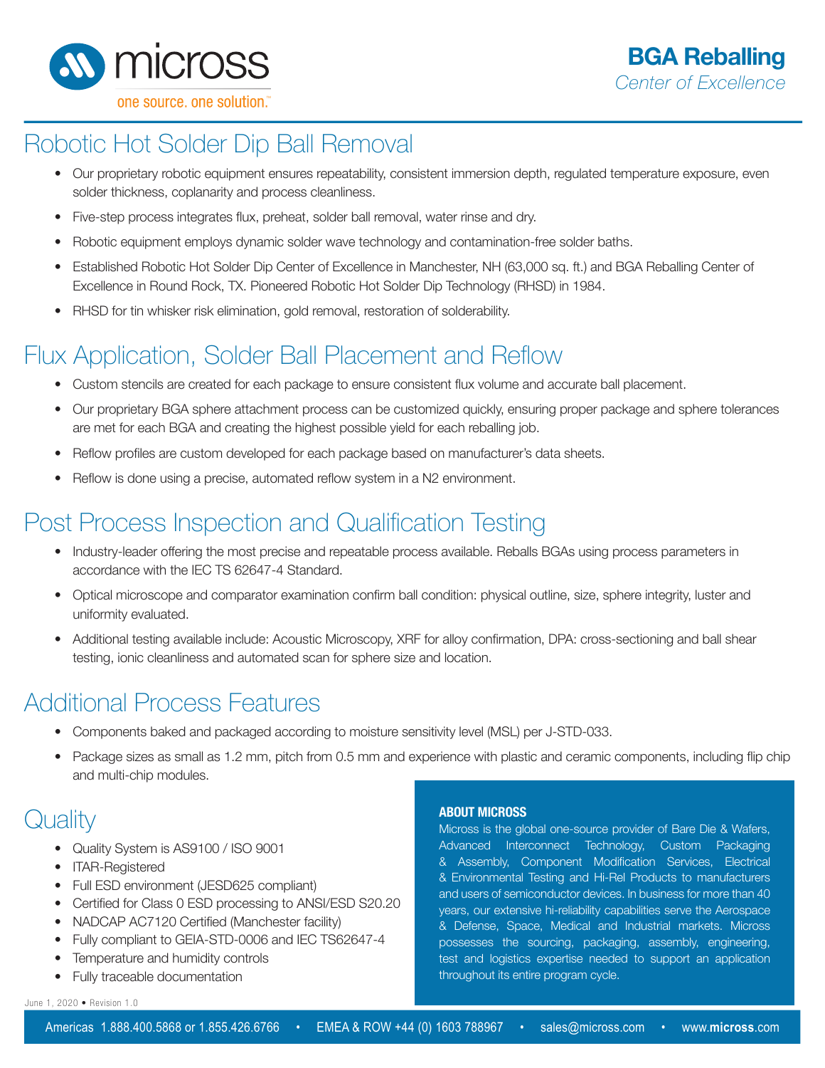micross
one source. one solution.™

**BGA Reballing**
*Center of Excellence*

## Robotic Hot Solder Dip Ball Removal

- Our proprietary robotic equipment ensures repeatability, consistent immersion depth, regulated temperature exposure, even solder thickness, coplanarity and process cleanliness.
- Five-step process integrates flux, preheat, solder ball removal, water rinse and dry.
- Robotic equipment employs dynamic solder wave technology and contamination-free solder baths.
- Established Robotic Hot Solder Dip Center of Excellence in Manchester, NH (63,000 sq. ft.) and BGA Reballing Center of Excellence in Round Rock, TX. Pioneered Robotic Hot Solder Dip Technology (RHSD) in 1984.
- RHSD for tin whisker risk elimination, gold removal, restoration of solderability.

## Flux Application, Solder Ball Placement and Reflow

- Custom stencils are created for each package to ensure consistent flux volume and accurate ball placement.
- Our proprietary BGA sphere attachment process can be customized quickly, ensuring proper package and sphere tolerances are met for each BGA and creating the highest possible yield for each reballing job.
- Reflow profiles are custom developed for each package based on manufacturer's data sheets.
- Reflow is done using a precise, automated reflow system in a N2 environment.

## Post Process Inspection and Qualification Testing

- Industry-leader offering the most precise and repeatable process available. Reballs BGAs using process parameters in accordance with the IEC TS 62647-4 Standard.
- Optical microscope and comparator examination confirm ball condition: physical outline, size, sphere integrity, luster and uniformity evaluated.
- Additional testing available include: Acoustic Microscopy, XRF for alloy confirmation, DPA: cross-sectioning and ball shear testing, ionic cleanliness and automated scan for sphere size and location.

## Additional Process Features

- Components baked and packaged according to moisture sensitivity level (MSL) per J-STD-033.
- Package sizes as small as 1.2 mm, pitch from 0.5 mm and experience with plastic and ceramic components, including flip chip and multi-chip modules.

## Quality

- Quality System is AS9100 / ISO 9001
- ITAR-Registered
- Full ESD environment (JESD625 compliant)
- Certified for Class 0 ESD processing to ANSI/ESD S20.20
- NADCAP AC7120 Certified (Manchester facility)
- Fully compliant to GEIA-STD-0006 and IEC TS62647-4
- Temperature and humidity controls
- Fully traceable documentation

**ABOUT MICROSS**

Micross is the global one-source provider of Bare Die & Wafers, Advanced Interconnect Technology, Custom Packaging & Assembly, Component Modification Services, Electrical & Environmental Testing and Hi-Rel Products to manufacturers and users of semiconductor devices. In business for more than 40 years, our extensive hi-reliability capabilities serve the Aerospace & Defense, Space, Medical and Industrial markets. Micross possesses the sourcing, packaging, assembly, engineering, test and logistics expertise needed to support an application throughout its entire program cycle.

June 1, 2020 • Revision 1.0

Americas 1.888.400.5868 or 1.855.426.6766 • EMEA & ROW +44 (0) 1603 788967 • sales@micross.com • www.**micross**.com